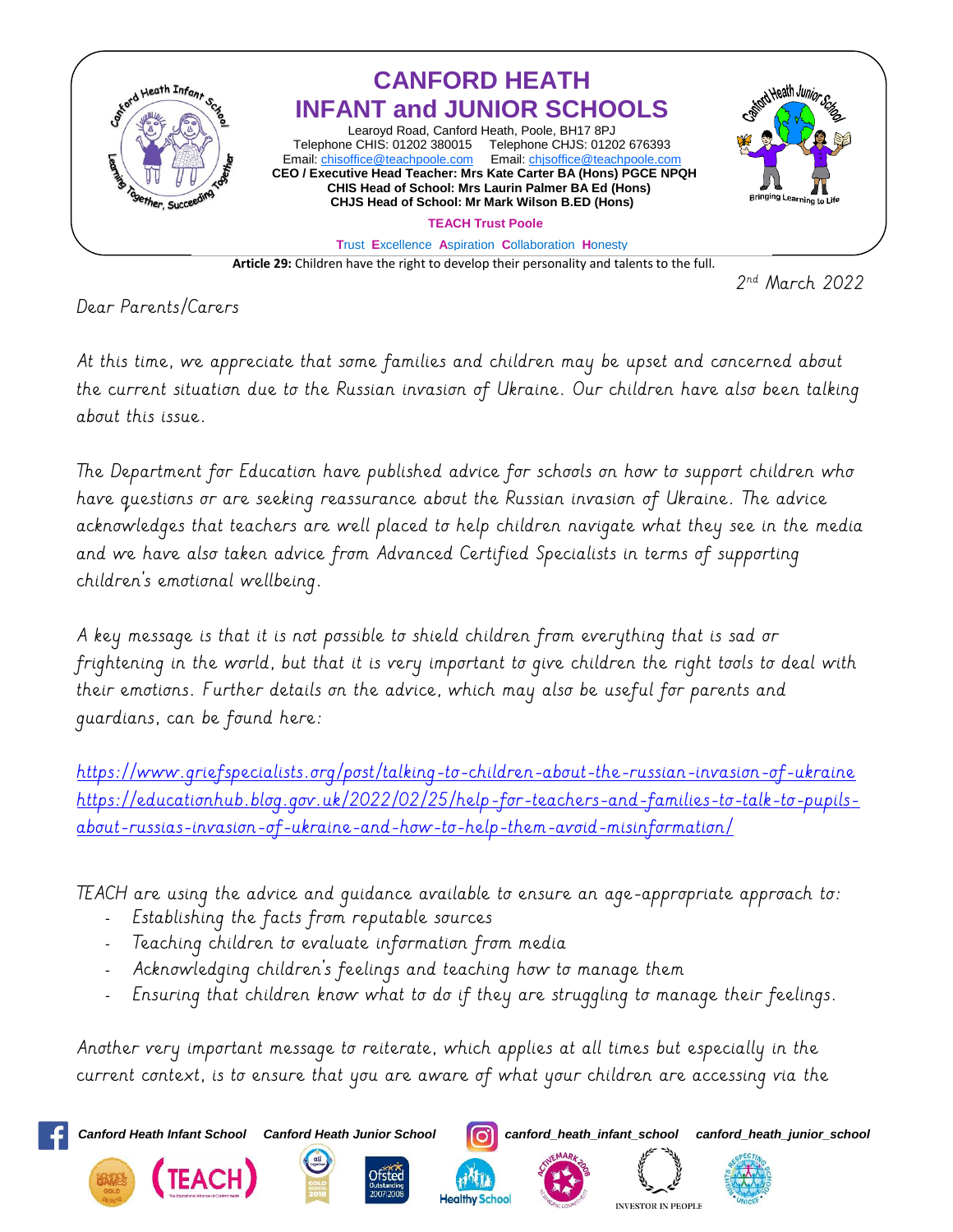# CANFORD HEATH
# INFANT and JUNIOR SCHOOLS

Learoyd Road, Canford Heath, Poole, BH17 8PJ
Telephone CHIS: 01202 380015 Telephone CHJS: 01202 676393
Email: chisoffice@teachpoole.com Email: chjsoffice@teachpoole.com
**CEO / Executive Head Teacher: Mrs Kate Carter BA (Hons) PGCE NPQH**
**CHIS Head of School: Mrs Laurin Palmer BA Ed (Hons)**
**CHJS Head of School: Mr Mark Wilson B.ED (Hons)**

**TEACH Trust Poole**

**T**rust **E**xcellence **A**spiration **C**ollaboration **H**onesty

**Article 29:** Children have the right to develop their personality and talents to the full.

2nd March 2022

Dear Parents/Carers

At this time, we appreciate that some families and children may be upset and concerned about the current situation due to the Russian invasion of Ukraine. Our children have also been talking about this issue.

The Department for Education have published advice for schools on how to support children who have questions or are seeking reassurance about the Russian invasion of Ukraine. The advice acknowledges that teachers are well placed to help children navigate what they see in the media and we have also taken advice from Advanced Certified Specialists in terms of supporting children's emotional wellbeing.

A key message is that it is not possible to shield children from everything that is sad or frightening in the world, but that it is very important to give children the right tools to deal with their emotions. Further details on the advice, which may also be useful for parents and guardians, can be found here:

https://www.griefspecialists.org/post/talking-to-children-about-the-russian-invasion-of-ukraine
https://educationhub.blog.gov.uk/2022/02/25/help-for-teachers-and-families-to-talk-to-pupils-about-russias-invasion-of-ukraine-and-how-to-help-them-avoid-misinformation/

TEACH are using the advice and guidance available to ensure an age-appropriate approach to:

- Establishing the facts from reputable sources
- Teaching children to evaluate information from media
- Acknowledging children's feelings and teaching how to manage them
- Ensuring that children know what to do if they are struggling to manage their feelings.

Another very important message to reiterate, which applies at all times but especially in the current context, is to ensure that you are aware of what your children are accessing via the

*Canford Heath Infant School* *Canford Heath Junior School* *canford_heath_infant_school* *canford_heath_junior_school*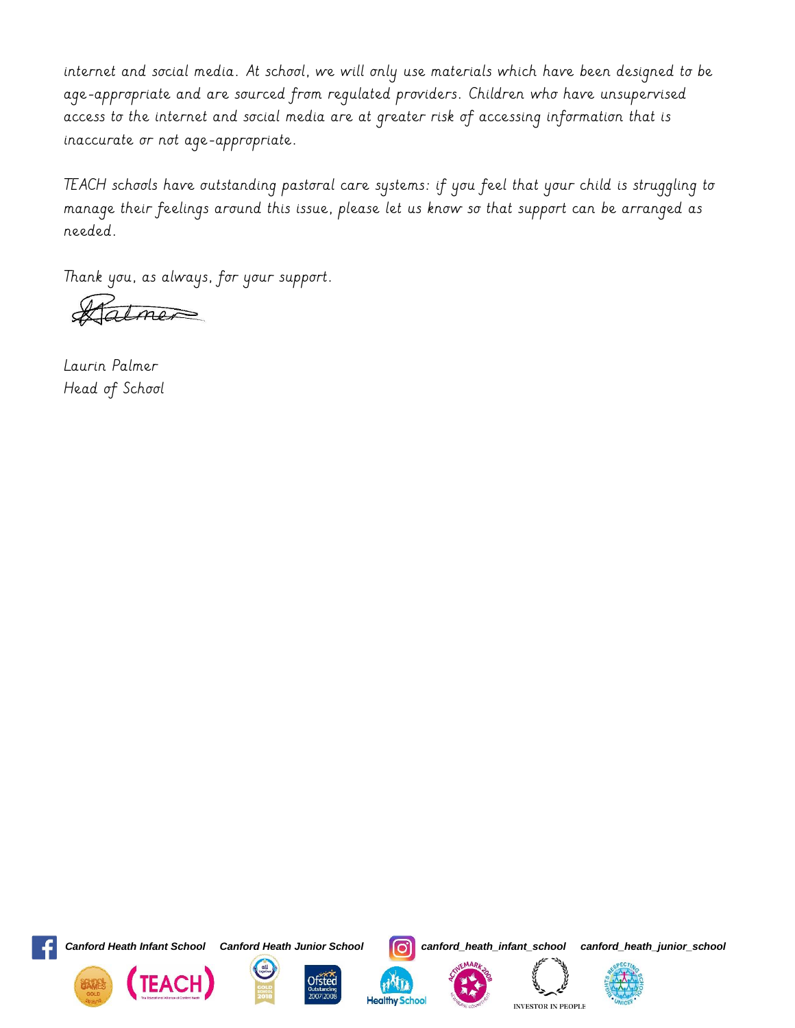internet and social media. At school, we will only use materials which have been designed to be age-appropriate and are sourced from regulated providers. Children who have unsupervised access to the internet and social media are at greater risk of accessing information that is inaccurate or not age-appropriate.

TEACH schools have outstanding pastoral care systems: if you feel that your child is struggling to manage their feelings around this issue, please let us know so that support can be arranged as needed.

Thank you, as always, for your support.

Laurin Palmer
Head of School